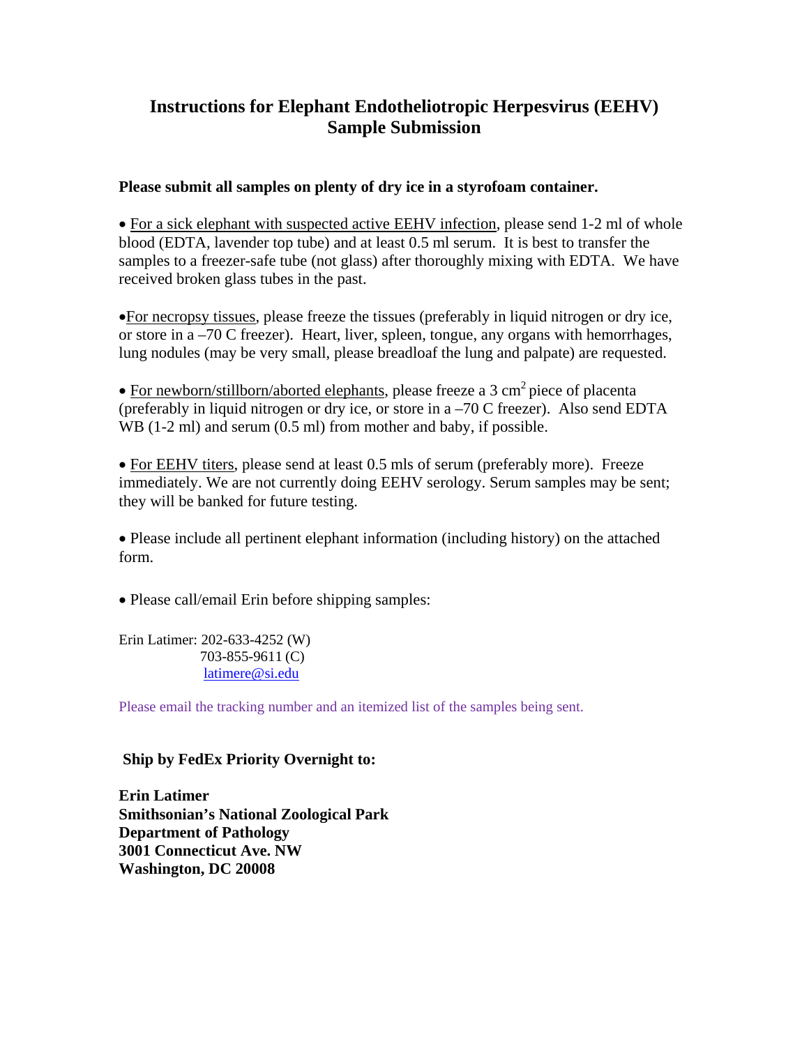# Instructions for Elephant Endotheliotropic Herpesvirus (EEHV) Sample Submission

**Please submit all samples on plenty of dry ice in a styrofoam container.**

- For a sick elephant with suspected active EEHV infection, please send 1-2 ml of whole blood (EDTA, lavender top tube) and at least 0.5 ml serum. It is best to transfer the samples to a freezer-safe tube (not glass) after thoroughly mixing with EDTA. We have received broken glass tubes in the past.

- For necropsy tissues, please freeze the tissues (preferably in liquid nitrogen or dry ice, or store in a –70 C freezer). Heart, liver, spleen, tongue, any organs with hemorrhages, lung nodules (may be very small, please breadloaf the lung and palpate) are requested.

- For newborn/stillborn/aborted elephants, please freeze a 3 $cm^2$ piece of placenta (preferably in liquid nitrogen or dry ice, or store in a –70 C freezer). Also send EDTA WB (1-2 ml) and serum (0.5 ml) from mother and baby, if possible.

- For EEHV titers, please send at least 0.5 mls of serum (preferably more). Freeze immediately. We are not currently doing EEHV serology. Serum samples may be sent; they will be banked for future testing.

- Please include all pertinent elephant information (including history) on the attached form.

- Please call/email Erin before shipping samples:

Erin Latimer: 202-633-4252 (W)
703-855-9611 (C)
latimere@si.edu

Please email the tracking number and an itemized list of the samples being sent.

**Ship by FedEx Priority Overnight to:**

**Erin Latimer**
**Smithsonian's National Zoological Park**
**Department of Pathology**
**3001 Connecticut Ave. NW**
**Washington, DC 20008**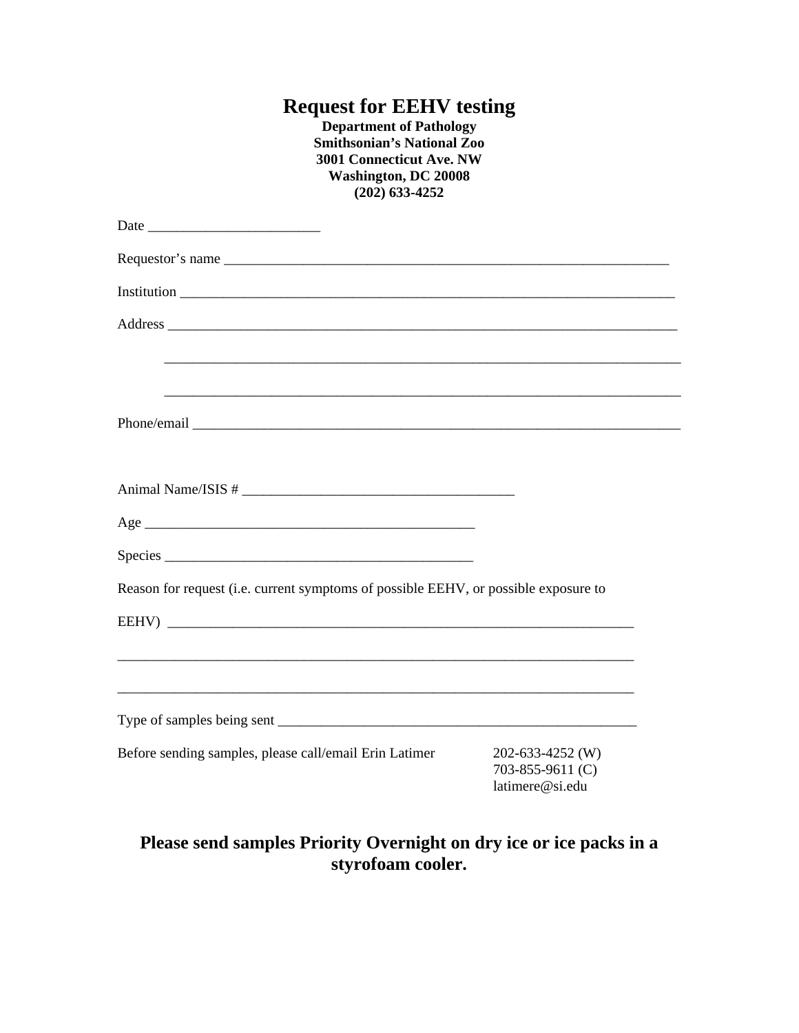# Request for EEHV testing

**Department of Pathology**
**Smithsonian's National Zoo**
**3001 Connecticut Ave. NW**
**Washington, DC 20008**
**(202) 633-4252**

Date ________________________

Requestor's name _________________________________________________________________

Institution ______________________________________________________________________

Address ________________________________________________________________________

_______________________________________________________________________________

_______________________________________________________________________________

Phone/email _____________________________________________________________________

Animal Name/ISIS # ______________________________________

Age ______________________________________________

Species ___________________________________________

Reason for request (i.e. current symptoms of possible EEHV, or possible exposure to

EEHV) ___________________________________________________________________

__________________________________________________________________________

__________________________________________________________________________

Type of samples being sent ___________________________________________________

Before sending samples, please call/email Erin Latimer
202-633-4252 (W)
703-855-9611 (C)
latimere@si.edu

**Please send samples Priority Overnight on dry ice or ice packs in a styrofoam cooler.**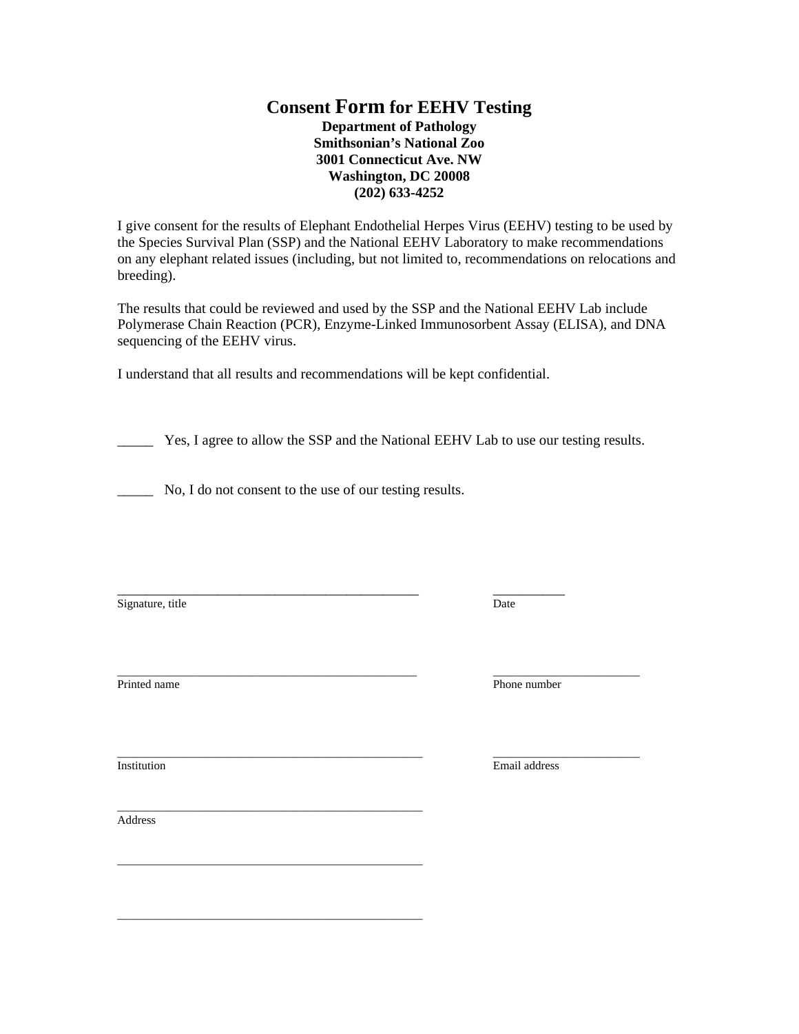# Consent Form for EEHV Testing

**Department of Pathology**
**Smithsonian's National Zoo**
**3001 Connecticut Ave. NW**
**Washington, DC 20008**
**(202) 633-4252**

I give consent for the results of Elephant Endothelial Herpes Virus (EEHV) testing to be used by the Species Survival Plan (SSP) and the National EEHV Laboratory to make recommendations on any elephant related issues (including, but not limited to, recommendations on relocations and breeding).

The results that could be reviewed and used by the SSP and the National EEHV Lab include Polymerase Chain Reaction (PCR), Enzyme-Linked Immunosorbent Assay (ELISA), and DNA sequencing of the EEHV virus.

I understand that all results and recommendations will be kept confidential.

_____ Yes, I agree to allow the SSP and the National EEHV Lab to use our testing results.

_____ No, I do not consent to the use of our testing results.

_______________________________________________ ___________
Signature, title Date

_______________________________________________ _______________________
Printed name Phone number

_______________________________________________ _______________________
Institution Email address

_______________________________________________
Address

_______________________________________________

_______________________________________________